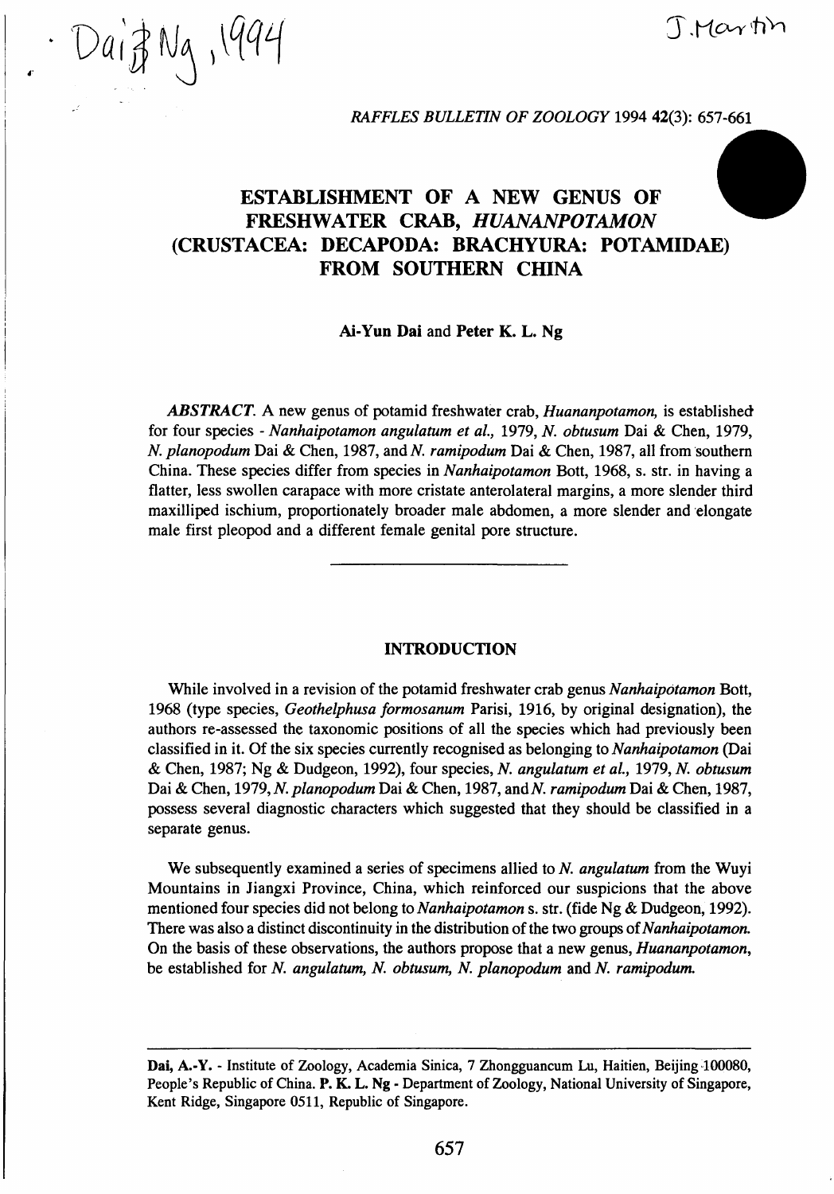# ESTABLISHMENT OF A NEW GENUS OF FRESHWATER CRAB, *HUANANPOTAMON* (CRUSTACEA: DECAPODA: BRACHYURA: POTAMIDAE) FROM SOUTHERN CHINA

**Ai-Yun Dai** and **Peter K. L. Ng**

*ABSTRACT.* A new genus of potamid freshwater crab, *Huananpotamon,* is established for four species - *Nanhaipotamon angulatum et al.,* 1979, *N. obtusum* Dai & Chen, 1979, *N. planopodum* Dai & Chen, 1987, and *N. ramipodum* Dai & Chen, 1987, all from southern China. These species differ from species in *Nanhaipotamon* Bott, 1968, s. str. in having a flatter, less swollen carapace with more cristate anterolateral margins, a more slender third maxilliped ischium, proportionately broader male abdomen, a more slender and elongate male first pleopod and a different female genital pore structure.

## INTRODUCTION

While involved in a revision of the potamid freshwater crab genus *Nanhaipotamon* Bott, 1968 (type species, *Geothelphusa formosanum* Parisi, 1916, by original designation), the authors re-assessed the taxonomic positions of all the species which had previously been classified in it. Of the six species currently recognised as belonging to *Nanhaipotamon* (Dai & Chen, 1987; Ng & Dudgeon, 1992), four species, *N. angulatum et al.,* 1979, *N. obtusum* Dai & Chen, 1979, *N. planopodum* Dai & Chen, 1987, and *N. ramipodum* Dai & Chen, 1987, possess several diagnostic characters which suggested that they should be classified in a separate genus.

We subsequently examined a series of specimens allied to *N. angulatum* from the Wuyi Mountains in Jiangxi Province, China, which reinforced our suspicions that the above mentioned four species did not belong to *Nanhaipotamon* s. str. (fide Ng & Dudgeon, 1992). There was also a distinct discontinuity in the distribution of the two groups of *Nanhaipotamon.* On the basis of these observations, the authors propose that a new genus, *Huananpotamon,* be established for *N. angulatum, N. obtusum, N. planopodum* and *N. ramipodum.*

---

**Dai, A.-Y.** - Institute of Zoology, Academia Sinica, 7 Zhongguancum Lu, Haitien, Beijing 100080, People's Republic of China. **P. K. L. Ng** - Department of Zoology, National University of Singapore, Kent Ridge, Singapore 0511, Republic of Singapore.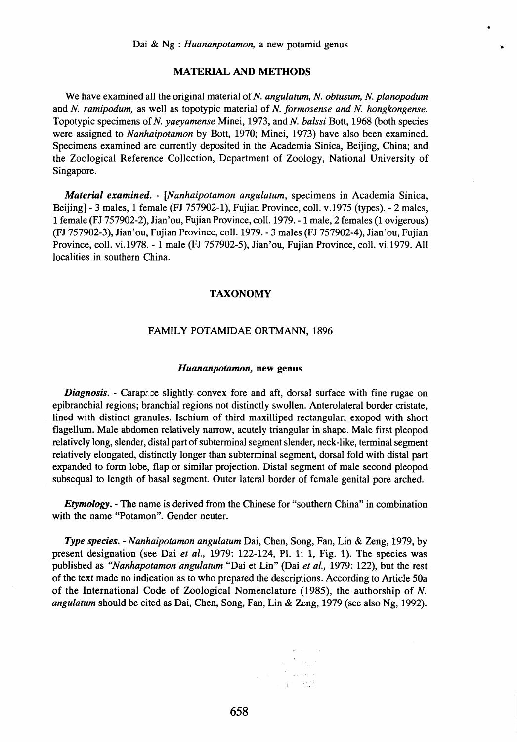## MATERIAL AND METHODS

We have examined all the original material of *N. angulatum, N. obtusum, N. planopodum* and *N. ramipodum,* as well as topotypic material of *N. formosense and N. hongkongense.* Topotypic specimens of *N. yaeyamense* Minei, 1973, and *N. balssi* Bott, 1968 (both species were assigned to *Nanhaipotamon* by Bott, 1970; Minei, 1973) have also been examined. Specimens examined are currently deposited in the Academia Sinica, Beijing, China; and the Zoological Reference Collection, Department of Zoology, National University of Singapore.

***Material examined.*** - [*Nanhaipotamon angulatum*, specimens in Academia Sinica, Beijing] - 3 males, 1 female (FJ 757902-1), Fujian Province, coll. v.1975 (types). - 2 males, 1 female (FJ 757902-2), Jian'ou, Fujian Province, coll. 1979. - 1 male, 2 females (1 ovigerous) (FJ 757902-3), Jian'ou, Fujian Province, coll. 1979. - 3 males (FJ 757902-4), Jian'ou, Fujian Province, coll. vi.1978. - 1 male (FJ 757902-5), Jian'ou, Fujian Province, coll. vi.1979. All localities in southern China.

## TAXONOMY

### FAMILY POTAMIDAE ORTMANN, 1896

#### *Huananpotamon,* new genus

***Diagnosis.*** - Carapace slightly convex fore and aft, dorsal surface with fine rugae on epibranchial regions; branchial regions not distinctly swollen. Anterolateral border cristate, lined with distinct granules. Ischium of third maxilliped rectangular; exopod with short flagellum. Male abdomen relatively narrow, acutely triangular in shape. Male first pleopod relatively long, slender, distal part of subterminal segment slender, neck-like, terminal segment relatively elongated, distinctly longer than subterminal segment, dorsal fold with distal part expanded to form lobe, flap or similar projection. Distal segment of male second pleopod subsequal to length of basal segment. Outer lateral border of female genital pore arched.

***Etymology.*** - The name is derived from the Chinese for "southern China" in combination with the name "Potamon". Gender neuter.

***Type species.*** - *Nanhaipotamon angulatum* Dai, Chen, Song, Fan, Lin & Zeng, 1979, by present designation (see Dai *et al.,* 1979: 122-124, Pl. 1: 1, Fig. 1). The species was published as *"Nanhapotamon angulatum* "Dai et Lin" (Dai *et al.,* 1979: 122), but the rest of the text made no indication as to who prepared the descriptions. According to Article 50a of the International Code of Zoological Nomenclature (1985), the authorship of *N. angulatum* should be cited as Dai, Chen, Song, Fan, Lin & Zeng, 1979 (see also Ng, 1992).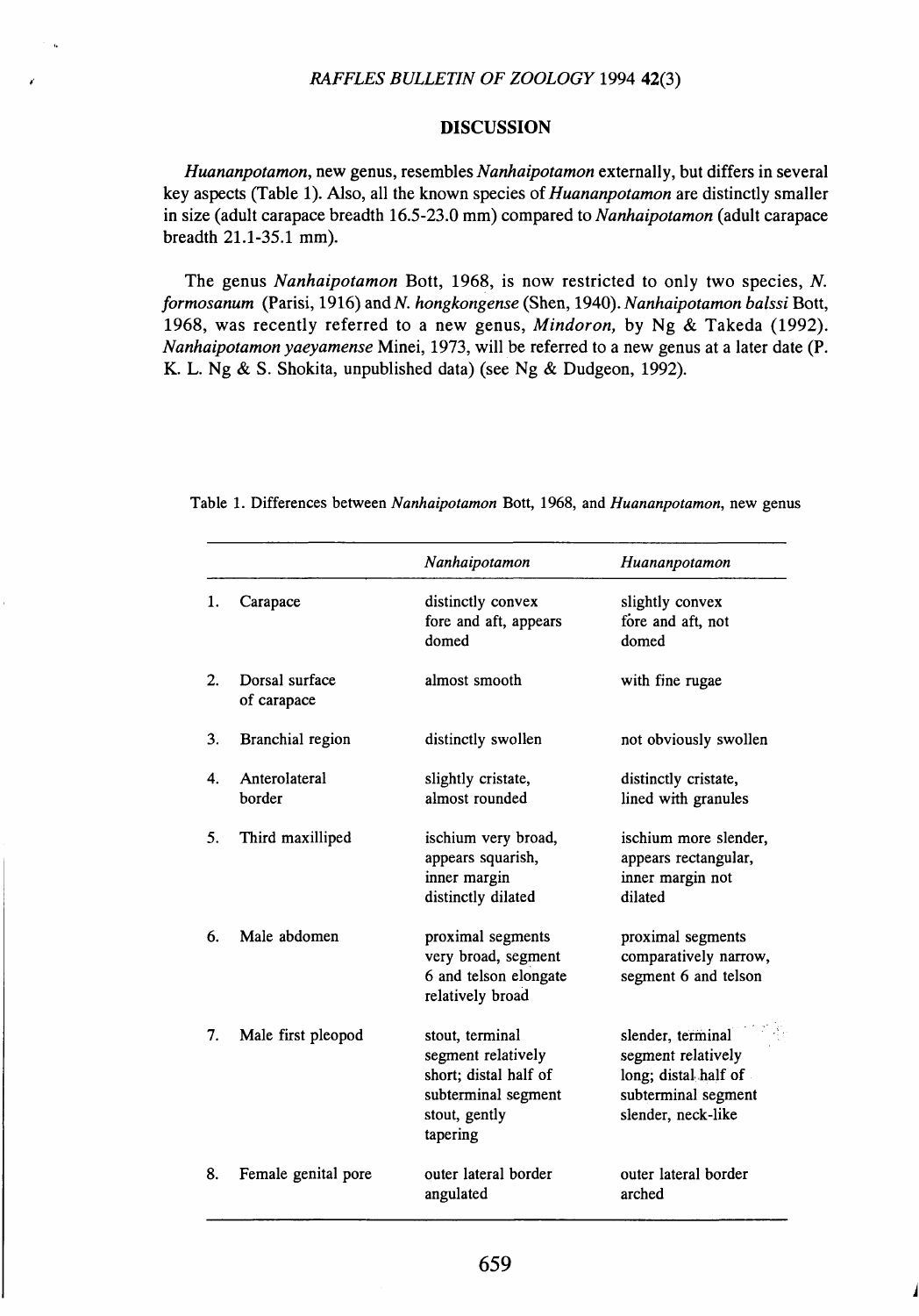## DISCUSSION

*Huananpotamon*, new genus, resembles *Nanhaipotamon* externally, but differs in several key aspects (Table 1). Also, all the known species of *Huananpotamon* are distinctly smaller in size (adult carapace breadth 16.5-23.0 mm) compared to *Nanhaipotamon* (adult carapace breadth 21.1-35.1 mm).

The genus *Nanhaipotamon* Bott, 1968, is now restricted to only two species, *N. formosanum* (Parisi, 1916) and *N. hongkongense* (Shen, 1940). *Nanhaipotamon balssi* Bott, 1968, was recently referred to a new genus, *Mindoron*, by Ng & Takeda (1992). *Nanhaipotamon yaeyamense* Minei, 1973, will be referred to a new genus at a later date (P. K. L. Ng & S. Shokita, unpublished data) (see Ng & Dudgeon, 1992).

Table 1. Differences between *Nanhaipotamon* Bott, 1968, and *Huananpotamon*, new genus

| | | *Nanhaipotamon* | *Huananpotamon* |
|---|---|---|---|
| 1. | Carapace | distinctly convex fore and aft, appears domed | slightly convex fore and aft, not domed |
| 2. | Dorsal surface of carapace | almost smooth | with fine rugae |
| 3. | Branchial region | distinctly swollen | not obviously swollen |
| 4. | Anterolateral border | slightly cristate, almost rounded | distinctly cristate, lined with granules |
| 5. | Third maxilliped | ischium very broad, appears squarish, inner margin distinctly dilated | ischium more slender, appears rectangular, inner margin not dilated |
| 6. | Male abdomen | proximal segments very broad, segment 6 and telson elongate relatively broad | proximal segments comparatively narrow, segment 6 and telson |
| 7. | Male first pleopod | stout, terminal segment relatively short; distal half of subterminal segment stout, gently tapering | slender, terminal segment relatively long; distal half of subterminal segment slender, neck-like |
| 8. | Female genital pore | outer lateral border angulated | outer lateral border arched |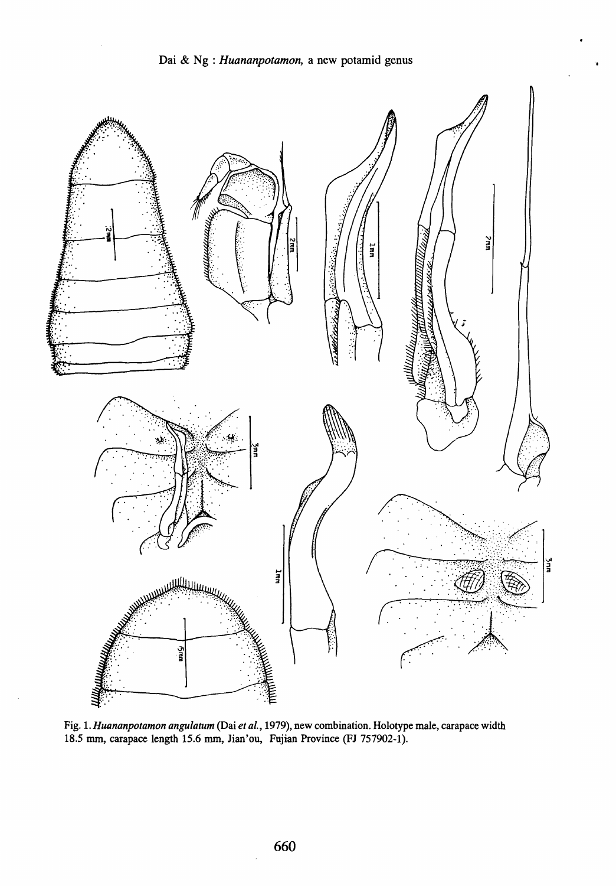Fig. 1. *Huananpotamon angulatum* (Dai *et al.*, 1979), new combination. Holotype male, carapace width 18.5 mm, carapace length 15.6 mm, Jian'ou, Fujian Province (FJ 757902-1).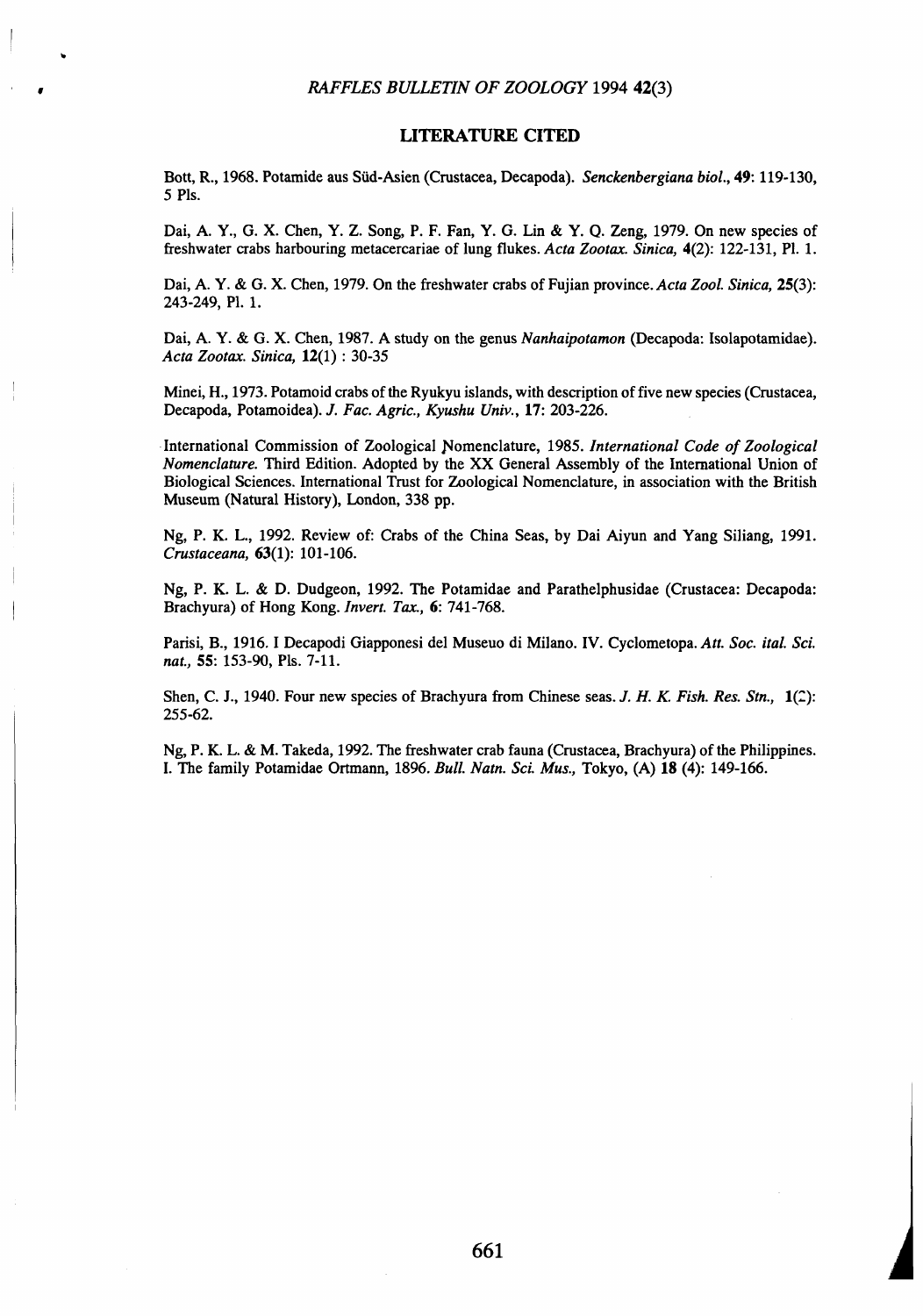## LITERATURE CITED

Bott, R., 1968. Potamide aus Süd-Asien (Crustacea, Decapoda). *Senckenbergiana biol.*, **49**: 119-130, 5 Pls.

Dai, A. Y., G. X. Chen, Y. Z. Song, P. F. Fan, Y. G. Lin & Y. Q. Zeng, 1979. On new species of freshwater crabs harbouring metacercariae of lung flukes. *Acta Zootax. Sinica*, **4**(2): 122-131, Pl. 1.

Dai, A. Y. & G. X. Chen, 1979. On the freshwater crabs of Fujian province. *Acta Zool. Sinica*, **25**(3): 243-249, Pl. 1.

Dai, A. Y. & G. X. Chen, 1987. A study on the genus *Nanhaipotamon* (Decapoda: Isolapotamidae). *Acta Zootax. Sinica*, **12**(1) : 30-35

Minei, H., 1973. Potamoid crabs of the Ryukyu islands, with description of five new species (Crustacea, Decapoda, Potamoidea). *J. Fac. Agric., Kyushu Univ.*, **17**: 203-226.

International Commission of Zoological Nomenclature, 1985. *International Code of Zoological Nomenclature*. Third Edition. Adopted by the XX General Assembly of the International Union of Biological Sciences. International Trust for Zoological Nomenclature, in association with the British Museum (Natural History), London, 338 pp.

Ng, P. K. L., 1992. Review of: Crabs of the China Seas, by Dai Aiyun and Yang Siliang, 1991. *Crustaceana*, **63**(1): 101-106.

Ng, P. K. L. & D. Dudgeon, 1992. The Potamidae and Parathelphusidae (Crustacea: Decapoda: Brachyura) of Hong Kong. *Invert. Tax.*, **6**: 741-768.

Parisi, B., 1916. I Decapodi Giapponesi del Museuo di Milano. IV. Cyclometopa. *Att. Soc. ital. Sci. nat.*, **55**: 153-90, Pls. 7-11.

Shen, C. J., 1940. Four new species of Brachyura from Chinese seas. *J. H. K. Fish. Res. Stn.*, **1**(2): 255-62.

Ng, P. K. L. & M. Takeda, 1992. The freshwater crab fauna (Crustacea, Brachyura) of the Philippines. I. The family Potamidae Ortmann, 1896. *Bull. Natn. Sci. Mus.*, Tokyo, (A) **18** (4): 149-166.